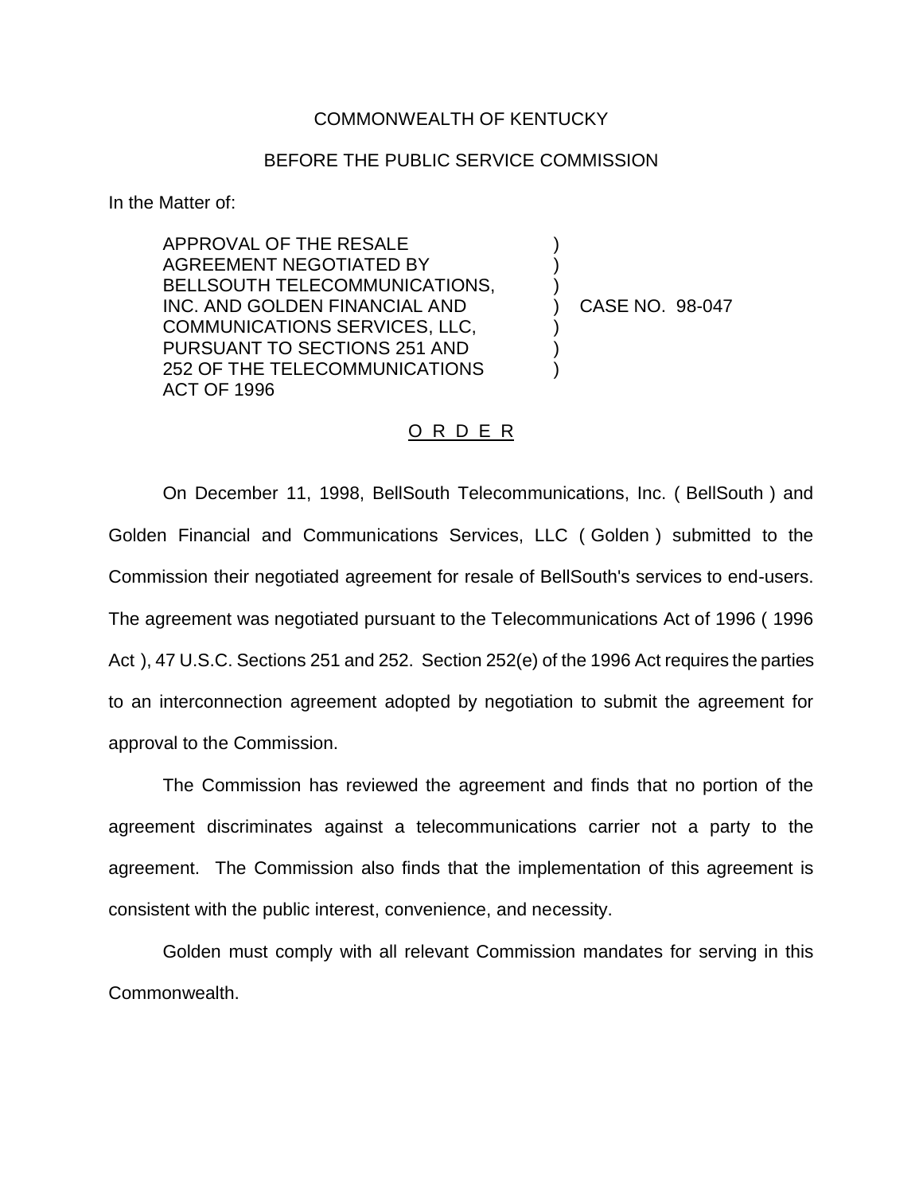COMMONWEALTH OF KENTUCKY

BEFORE THE PUBLIC SERVICE COMMISSION

In the Matter of:

APPROVAL OF THE RESALE AGREEMENT NEGOTIATED BY BELLSOUTH TELECOMMUNICATIONS, INC. AND GOLDEN FINANCIAL AND COMMUNICATIONS SERVICES, LLC, PURSUANT TO SECTIONS 251 AND 252 OF THE TELECOMMUNICATIONS ACT OF 1996 ) CASE NO. 98-047

O R D E R

On December 11, 1998, BellSouth Telecommunications, Inc. ( BellSouth ) and Golden Financial and Communications Services, LLC ( Golden ) submitted to the Commission their negotiated agreement for resale of BellSouth's services to end-users. The agreement was negotiated pursuant to the Telecommunications Act of 1996 ( 1996 Act ), 47 U.S.C. Sections 251 and 252. Section 252(e) of the 1996 Act requires the parties to an interconnection agreement adopted by negotiation to submit the agreement for approval to the Commission.

The Commission has reviewed the agreement and finds that no portion of the agreement discriminates against a telecommunications carrier not a party to the agreement. The Commission also finds that the implementation of this agreement is consistent with the public interest, convenience, and necessity.

Golden must comply with all relevant Commission mandates for serving in this Commonwealth.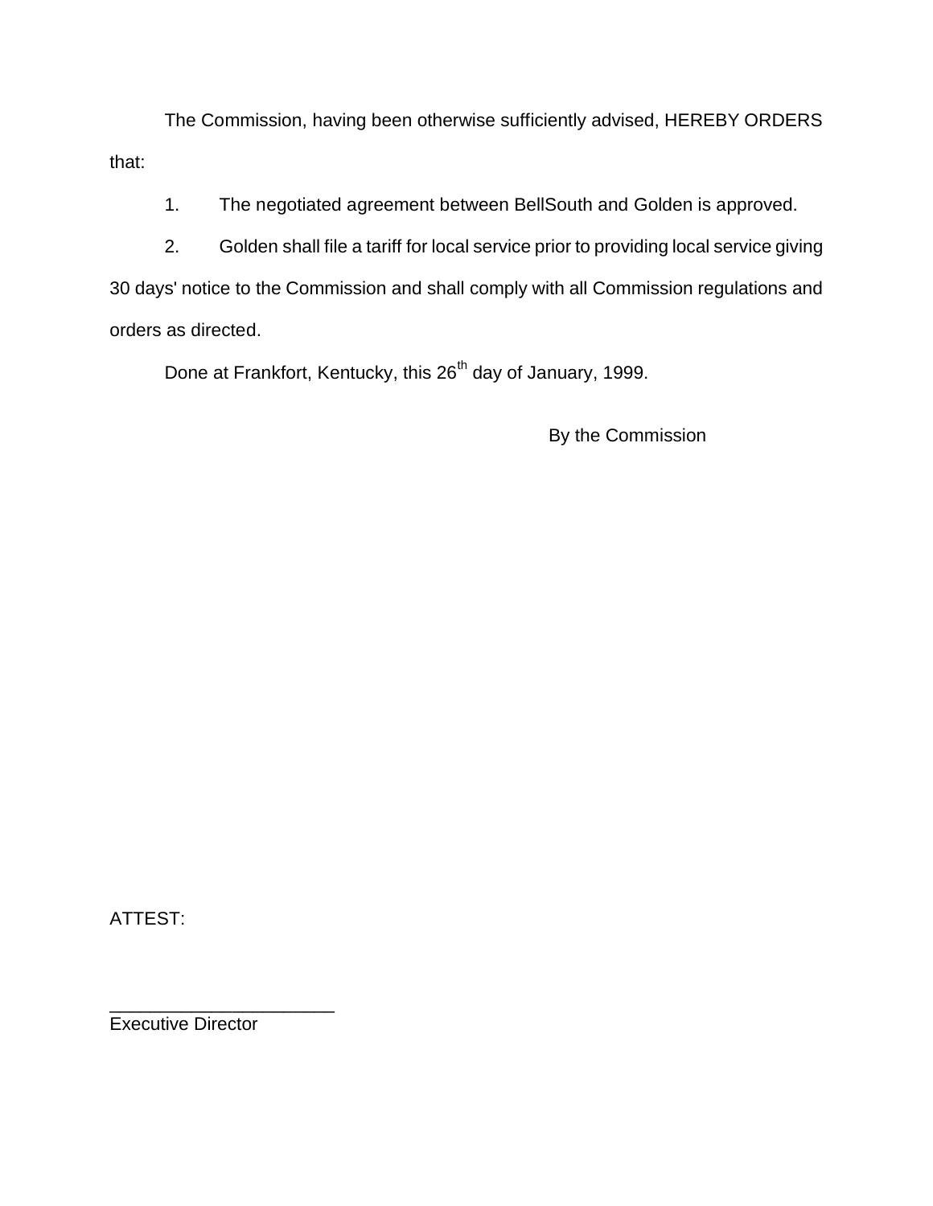The Commission, having been otherwise sufficiently advised, HEREBY ORDERS that:

1. The negotiated agreement between BellSouth and Golden is approved.

2. Golden shall file a tariff for local service prior to providing local service giving 30 days' notice to the Commission and shall comply with all Commission regulations and orders as directed.

Done at Frankfort, Kentucky, this 26th day of January, 1999.

By the Commission

ATTEST:

______________________
Executive Director